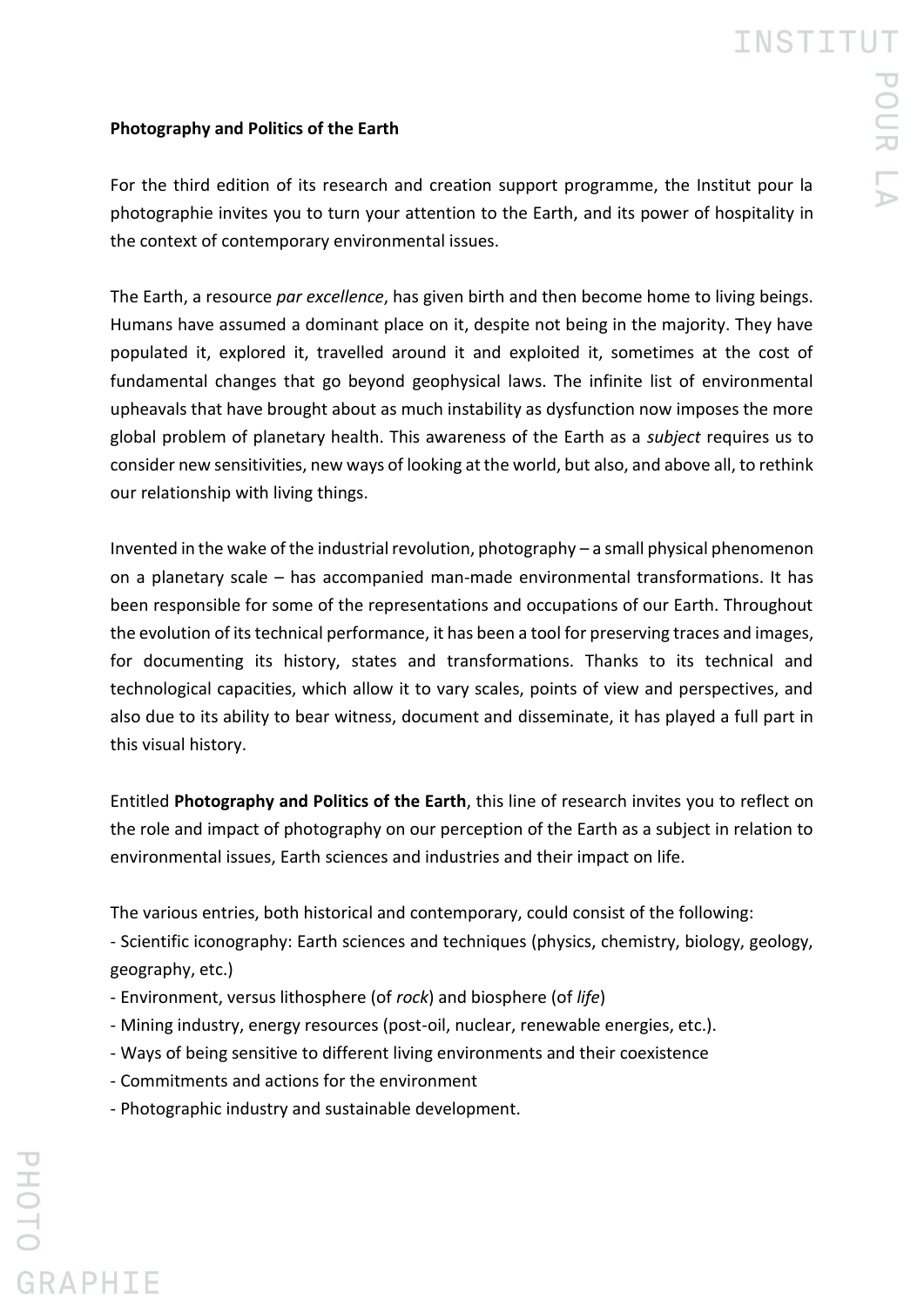**Photography and Politics of the Earth**

For the third edition of its research and creation support programme, the Institut pour la photographie invites you to turn your attention to the Earth, and its power of hospitality in the context of contemporary environmental issues.

The Earth, a resource *par excellence*, has given birth and then become home to living beings. Humans have assumed a dominant place on it, despite not being in the majority. They have populated it, explored it, travelled around it and exploited it, sometimes at the cost of fundamental changes that go beyond geophysical laws. The infinite list of environmental upheavals that have brought about as much instability as dysfunction now imposes the more global problem of planetary health. This awareness of the Earth as a *subject* requires us to consider new sensitivities, new ways of looking at the world, but also, and above all, to rethink our relationship with living things.

Invented in the wake of the industrial revolution, photography – a small physical phenomenon on a planetary scale – has accompanied man-made environmental transformations. It has been responsible for some of the representations and occupations of our Earth. Throughout the evolution of its technical performance, it has been a tool for preserving traces and images, for documenting its history, states and transformations. Thanks to its technical and technological capacities, which allow it to vary scales, points of view and perspectives, and also due to its ability to bear witness, document and disseminate, it has played a full part in this visual history.

Entitled **Photography and Politics of the Earth**, this line of research invites you to reflect on the role and impact of photography on our perception of the Earth as a subject in relation to environmental issues, Earth sciences and industries and their impact on life.

The various entries, both historical and contemporary, could consist of the following:

- Scientific iconography: Earth sciences and techniques (physics, chemistry, biology, geology, geography, etc.)
- Environment, versus lithosphere (of *rock*) and biosphere (of *life*)
- Mining industry, energy resources (post-oil, nuclear, renewable energies, etc.).
- Ways of being sensitive to different living environments and their coexistence
- Commitments and actions for the environment
- Photographic industry and sustainable development.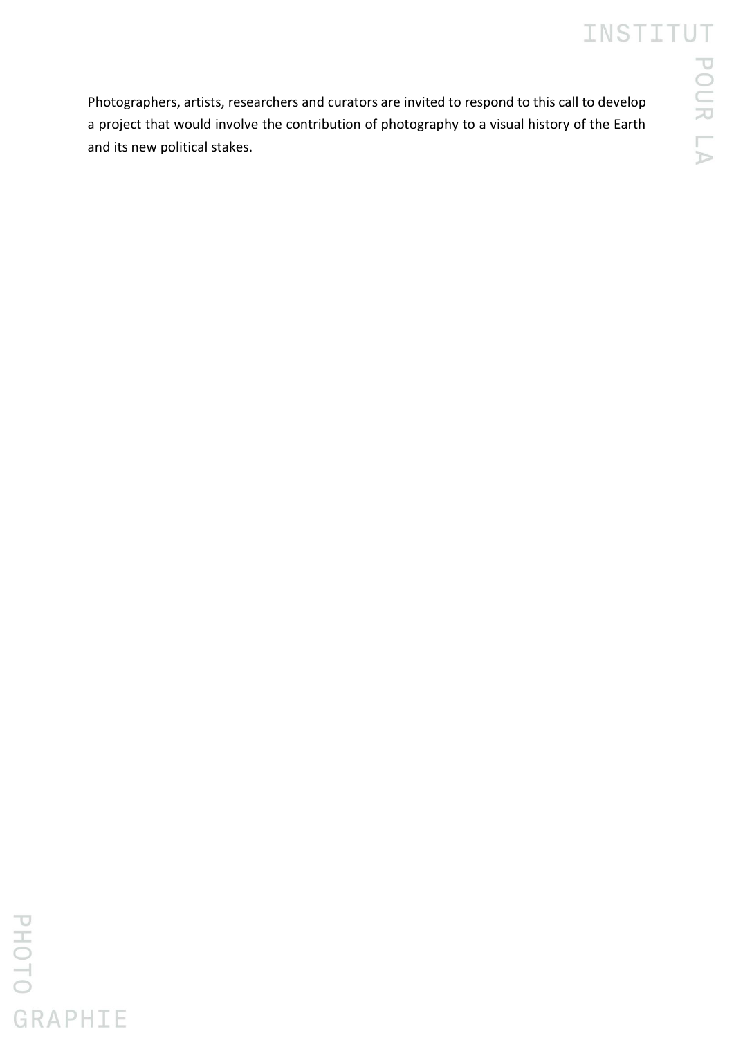Photographers, artists, researchers and curators are invited to respond to this call to develop a project that would involve the contribution of photography to a visual history of the Earth and its new political stakes.